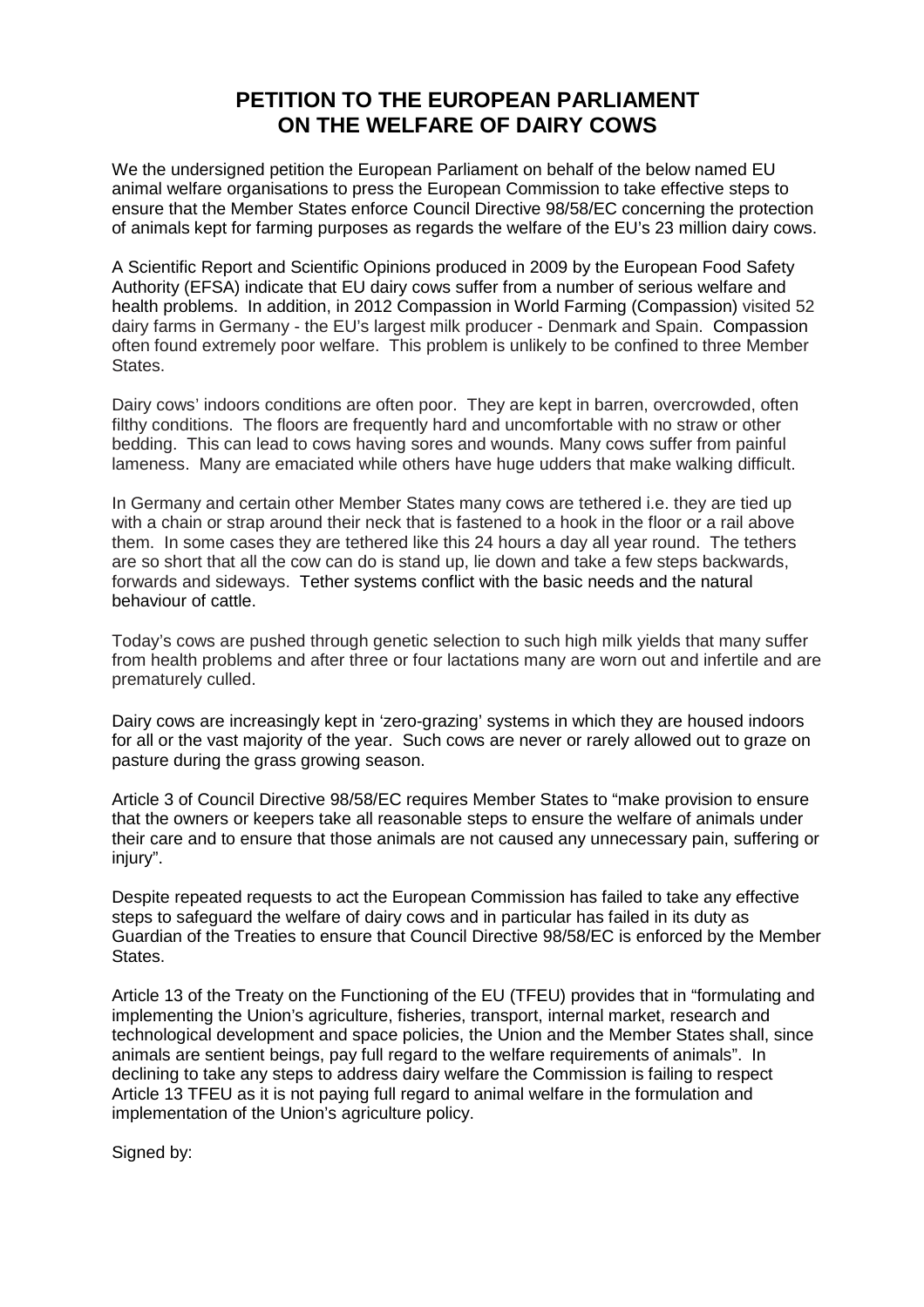# PETITION TO THE EUROPEAN PARLIAMENT ON THE WELFARE OF DAIRY COWS

We the undersigned petition the European Parliament on behalf of the below named EU animal welfare organisations to press the European Commission to take effective steps to ensure that the Member States enforce Council Directive 98/58/EC concerning the protection of animals kept for farming purposes as regards the welfare of the EU's 23 million dairy cows.

A Scientific Report and Scientific Opinions produced in 2009 by the European Food Safety Authority (EFSA) indicate that EU dairy cows suffer from a number of serious welfare and health problems. In addition, in 2012 Compassion in World Farming (Compassion) visited 52 dairy farms in Germany - the EU's largest milk producer - Denmark and Spain. Compassion often found extremely poor welfare. This problem is unlikely to be confined to three Member States.

Dairy cows' indoors conditions are often poor. They are kept in barren, overcrowded, often filthy conditions. The floors are frequently hard and uncomfortable with no straw or other bedding. This can lead to cows having sores and wounds. Many cows suffer from painful lameness. Many are emaciated while others have huge udders that make walking difficult.

In Germany and certain other Member States many cows are tethered i.e. they are tied up with a chain or strap around their neck that is fastened to a hook in the floor or a rail above them. In some cases they are tethered like this 24 hours a day all year round. The tethers are so short that all the cow can do is stand up, lie down and take a few steps backwards, forwards and sideways. Tether systems conflict with the basic needs and the natural behaviour of cattle.

Today's cows are pushed through genetic selection to such high milk yields that many suffer from health problems and after three or four lactations many are worn out and infertile and are prematurely culled.

Dairy cows are increasingly kept in 'zero-grazing' systems in which they are housed indoors for all or the vast majority of the year. Such cows are never or rarely allowed out to graze on pasture during the grass growing season.

Article 3 of Council Directive 98/58/EC requires Member States to "make provision to ensure that the owners or keepers take all reasonable steps to ensure the welfare of animals under their care and to ensure that those animals are not caused any unnecessary pain, suffering or injury".

Despite repeated requests to act the European Commission has failed to take any effective steps to safeguard the welfare of dairy cows and in particular has failed in its duty as Guardian of the Treaties to ensure that Council Directive 98/58/EC is enforced by the Member States.

Article 13 of the Treaty on the Functioning of the EU (TFEU) provides that in "formulating and implementing the Union's agriculture, fisheries, transport, internal market, research and technological development and space policies, the Union and the Member States shall, since animals are sentient beings, pay full regard to the welfare requirements of animals". In declining to take any steps to address dairy welfare the Commission is failing to respect Article 13 TFEU as it is not paying full regard to animal welfare in the formulation and implementation of the Union's agriculture policy.

Signed by: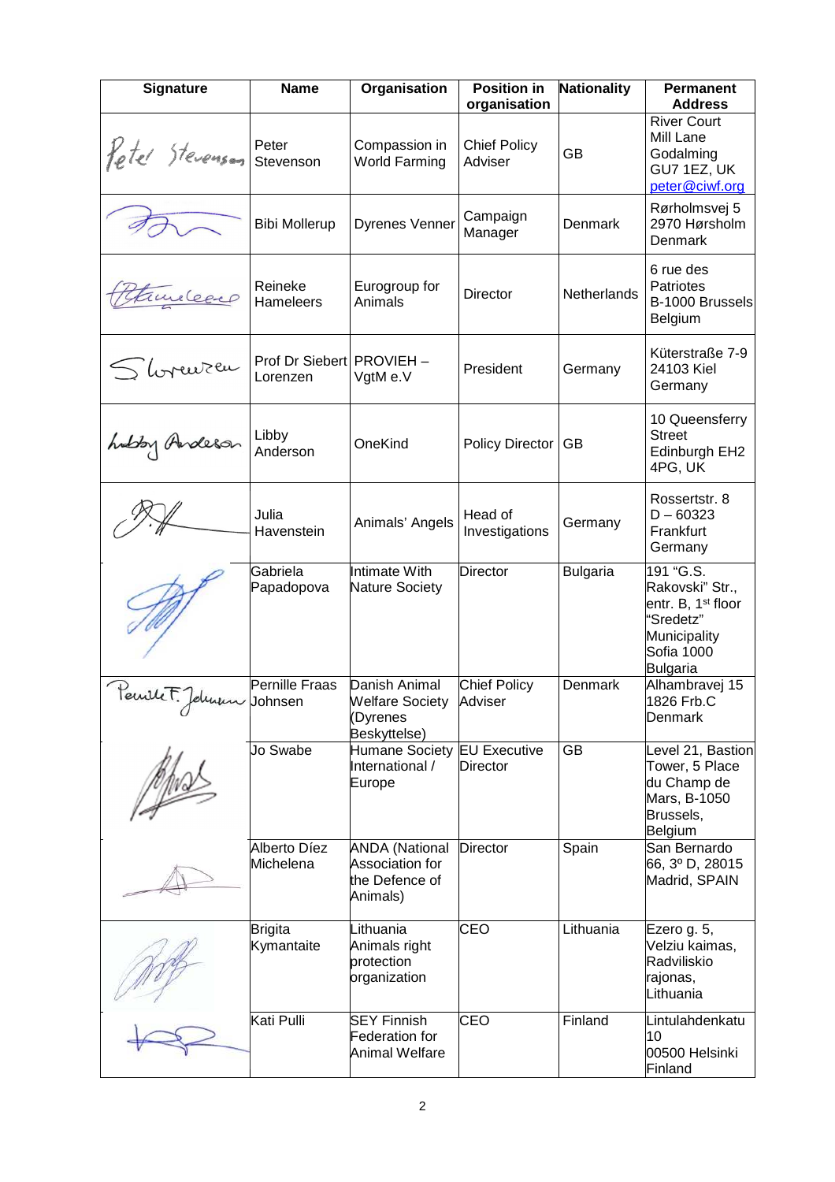| Signature | Name | Organisation | Position in organisation | Nationality | Permanent Address |
|---|---|---|---|---|---|
| Peter Stevenson | Peter Stevenson | Compassion in World Farming | Chief Policy Adviser | GB | River Court Mill Lane Godalming GU7 1EZ, UK peter@ciwf.org |
| | Bibi Mollerup | Dyrenes Venner | Campaign Manager | Denmark | Rørholmsvej 5 2970 Hørsholm Denmark |
| | Reineke Hameleers | Eurogroup for Animals | Director | Netherlands | 6 rue des Patriotes B-1000 Brussels Belgium |
| | Prof Dr Siebert Lorenzen | PROVIEH – VgtM e.V | President | Germany | Küterstraße 7-9 24103 Kiel Germany |
| Libby Anderson | Libby Anderson | OneKind | Policy Director | GB | 10 Queensferry Street Edinburgh EH2 4PG, UK |
| | Julia Havenstein | Animals' Angels | Head of Investigations | Germany | Rossertstr. 8 D – 60323 Frankfurt Germany |
| | Gabriela Papadopova | Intimate With Nature Society | Director | Bulgaria | 191 "G.S. Rakovski" Str., entr. B, 1st floor "Sredetz" Municipality Sofia 1000 Bulgaria |
| Pernille F. Johnsen | Pernille Fraas Johnsen | Danish Animal Welfare Society (Dyrenes Beskyttelse) | Chief Policy Adviser | Denmark | Alhambravej 15 1826 Frb.C Denmark |
| | Jo Swabe | Humane Society International / Europe | EU Executive Director | GB | Level 21, Bastion Tower, 5 Place du Champ de Mars, B-1050 Brussels, Belgium |
| | Alberto Díez Michelena | ANDA (National Association for the Defence of Animals) | Director | Spain | San Bernardo 66, 3º D, 28015 Madrid, SPAIN |
| | Brigita Kymantaite | Lithuania Animals right protection organization | CEO | Lithuania | Ezero g. 5, Velziu kaimas, Radviliskio rajonas, Lithuania |
| | Kati Pulli | SEY Finnish Federation for Animal Welfare | CEO | Finland | Lintulahdenkatu 10 00500 Helsinki Finland |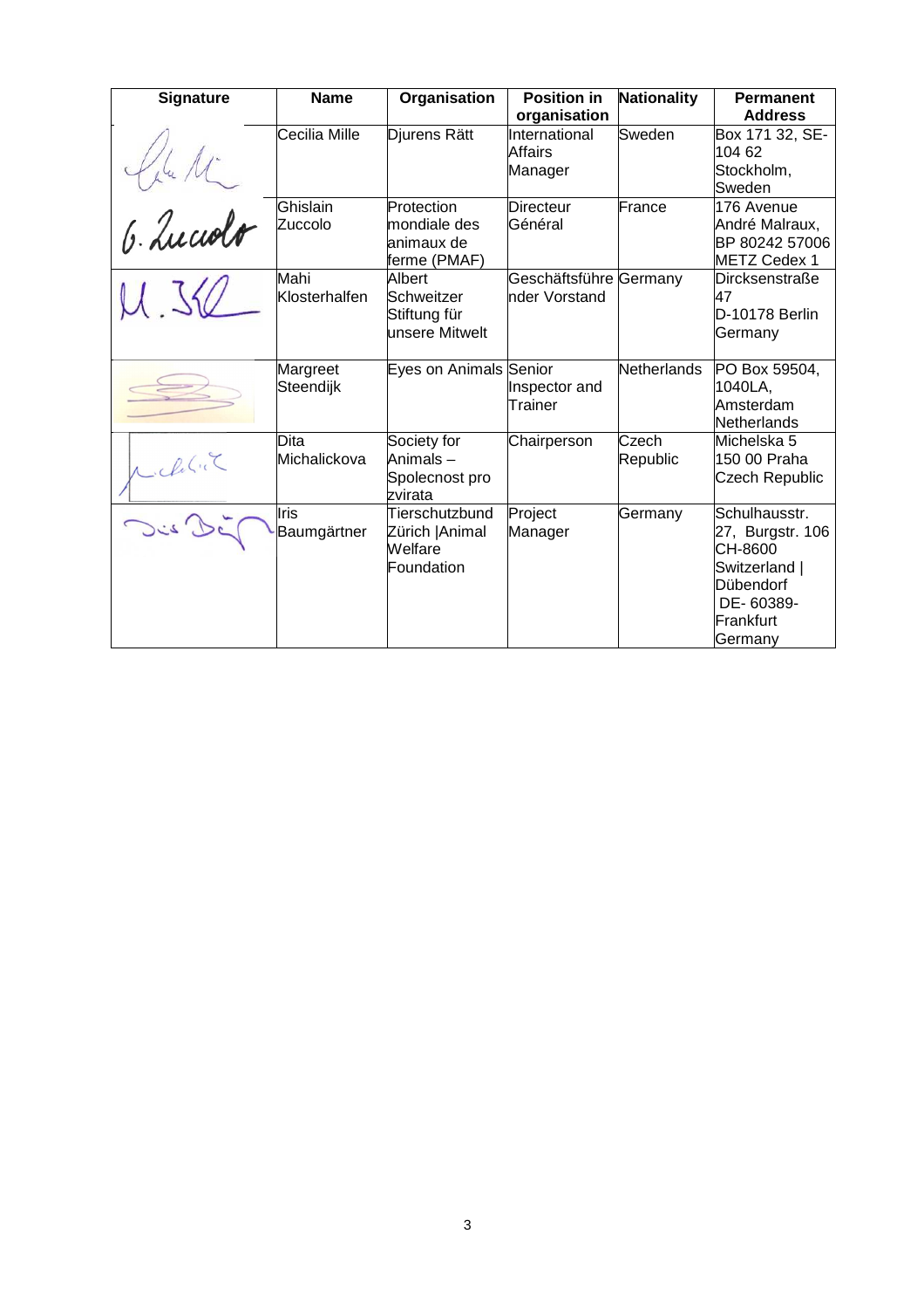| Signature | Name | Organisation | Position in organisation | Nationality | Permanent Address |
|---|---|---|---|---|---|
| | Cecilia Mille | Djurens Rätt | International Affairs Manager | Sweden | Box 171 32, SE-104 62 Stockholm, Sweden |
| | Ghislain Zuccolo | Protection mondiale des animaux de ferme (PMAF) | Directeur Général | France | 176 Avenue André Malraux, BP 80242 57006 METZ Cedex 1 |
| | Mahi Klosterhalfen | Albert Schweitzer Stiftung für unsere Mitwelt | Geschäftsführender Vorstand | Germany | Dircksenstraße 47 D-10178 Berlin Germany |
| | Margreet Steendijk | Eyes on Animals | Senior Inspector and Trainer | Netherlands | PO Box 59504, 1040LA, Amsterdam Netherlands |
| | Dita Michalickova | Society for Animals – Spolecnost pro zvirata | Chairperson | Czech Republic | Michelska 5 150 00 Praha Czech Republic |
| | Iris Baumgärtner | Tierschutzbund Zürich \|Animal Welfare Foundation | Project Manager | Germany | Schulhausstr. 27, Burgstr. 106 CH-8600 Switzerland \| Dübendorf DE- 60389- Frankfurt Germany |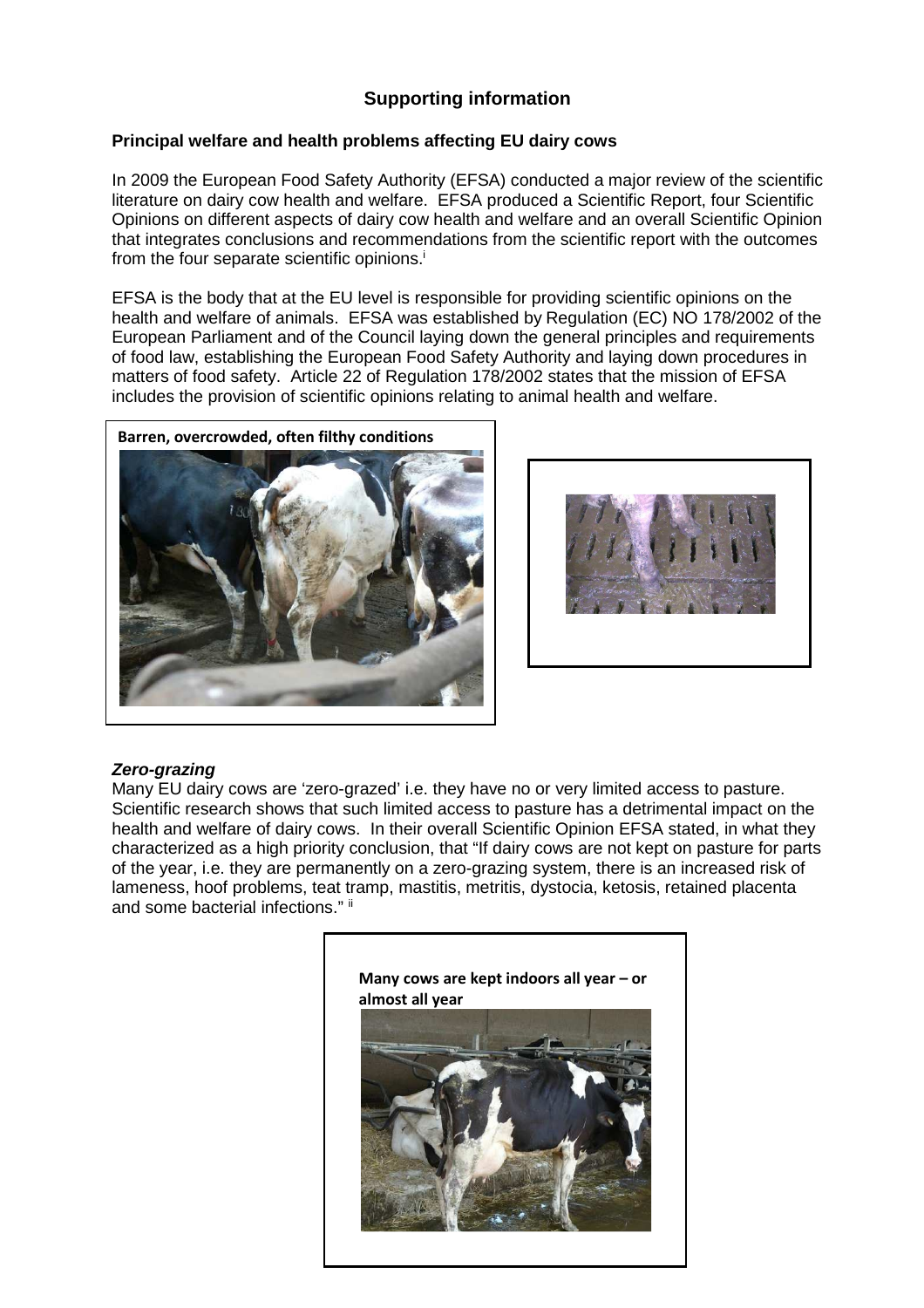## Supporting information

### Principal welfare and health problems affecting EU dairy cows

In 2009 the European Food Safety Authority (EFSA) conducted a major review of the scientific literature on dairy cow health and welfare. EFSA produced a Scientific Report, four Scientific Opinions on different aspects of dairy cow health and welfare and an overall Scientific Opinion that integrates conclusions and recommendations from the scientific report with the outcomes from the four separate scientific opinions.[i]

EFSA is the body that at the EU level is responsible for providing scientific opinions on the health and welfare of animals. EFSA was established by Regulation (EC) NO 178/2002 of the European Parliament and of the Council laying down the general principles and requirements of food law, establishing the European Food Safety Authority and laying down procedures in matters of food safety. Article 22 of Regulation 178/2002 states that the mission of EFSA includes the provision of scientific opinions relating to animal health and welfare.

**Barren, overcrowded, often filthy conditions**

***Zero-grazing***

Many EU dairy cows are 'zero-grazed' i.e. they have no or very limited access to pasture. Scientific research shows that such limited access to pasture has a detrimental impact on the health and welfare of dairy cows. In their overall Scientific Opinion EFSA stated, in what they characterized as a high priority conclusion, that "If dairy cows are not kept on pasture for parts of the year, i.e. they are permanently on a zero-grazing system, there is an increased risk of lameness, hoof problems, teat tramp, mastitis, metritis, dystocia, ketosis, retained placenta and some bacterial infections." [ii]

**Many cows are kept indoors all year – or almost all year**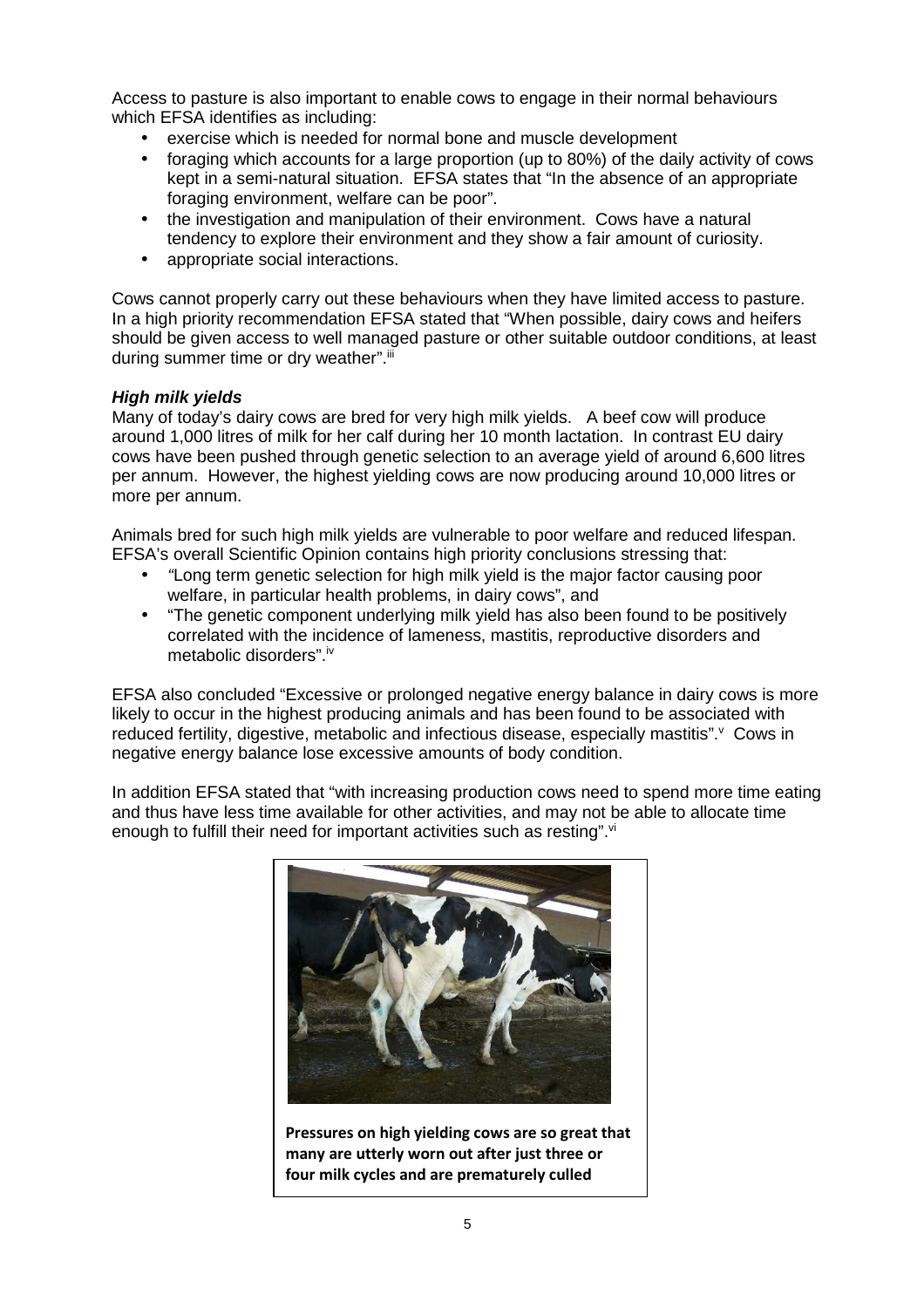Access to pasture is also important to enable cows to engage in their normal behaviours which EFSA identifies as including:

- exercise which is needed for normal bone and muscle development
- foraging which accounts for a large proportion (up to 80%) of the daily activity of cows kept in a semi-natural situation. EFSA states that "In the absence of an appropriate foraging environment, welfare can be poor".
- the investigation and manipulation of their environment. Cows have a natural tendency to explore their environment and they show a fair amount of curiosity.
- appropriate social interactions.

Cows cannot properly carry out these behaviours when they have limited access to pasture. In a high priority recommendation EFSA stated that "When possible, dairy cows and heifers should be given access to well managed pasture or other suitable outdoor conditions, at least during summer time or dry weather".[iii]

***High milk yields***

Many of today's dairy cows are bred for very high milk yields. A beef cow will produce around 1,000 litres of milk for her calf during her 10 month lactation. In contrast EU dairy cows have been pushed through genetic selection to an average yield of around 6,600 litres per annum. However, the highest yielding cows are now producing around 10,000 litres or more per annum.

Animals bred for such high milk yields are vulnerable to poor welfare and reduced lifespan. EFSA's overall Scientific Opinion contains high priority conclusions stressing that:

- "Long term genetic selection for high milk yield is the major factor causing poor welfare, in particular health problems, in dairy cows", and
- "The genetic component underlying milk yield has also been found to be positively correlated with the incidence of lameness, mastitis, reproductive disorders and metabolic disorders".[iv]

EFSA also concluded "Excessive or prolonged negative energy balance in dairy cows is more likely to occur in the highest producing animals and has been found to be associated with reduced fertility, digestive, metabolic and infectious disease, especially mastitis".[v] Cows in negative energy balance lose excessive amounts of body condition.

In addition EFSA stated that "with increasing production cows need to spend more time eating and thus have less time available for other activities, and may not be able to allocate time enough to fulfill their need for important activities such as resting".[vi]

**Pressures on high yielding cows are so great that many are utterly worn out after just three or four milk cycles and are prematurely culled**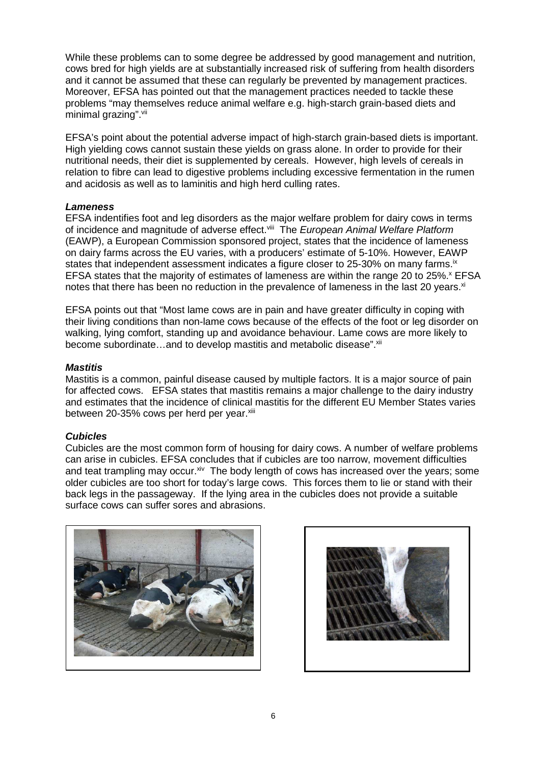While these problems can to some degree be addressed by good management and nutrition, cows bred for high yields are at substantially increased risk of suffering from health disorders and it cannot be assumed that these can regularly be prevented by management practices. Moreover, EFSA has pointed out that the management practices needed to tackle these problems "may themselves reduce animal welfare e.g. high-starch grain-based diets and minimal grazing".[vii]

EFSA's point about the potential adverse impact of high-starch grain-based diets is important. High yielding cows cannot sustain these yields on grass alone. In order to provide for their nutritional needs, their diet is supplemented by cereals. However, high levels of cereals in relation to fibre can lead to digestive problems including excessive fermentation in the rumen and acidosis as well as to laminitis and high herd culling rates.

***Lameness***

EFSA indentifies foot and leg disorders as the major welfare problem for dairy cows in terms of incidence and magnitude of adverse effect.[viii] The *European Animal Welfare Platform* (EAWP), a European Commission sponsored project, states that the incidence of lameness on dairy farms across the EU varies, with a producers' estimate of 5-10%. However, EAWP states that independent assessment indicates a figure closer to 25-30% on many farms.[ix] EFSA states that the majority of estimates of lameness are within the range 20 to 25%.[x] EFSA notes that there has been no reduction in the prevalence of lameness in the last 20 years.[xi]

EFSA points out that "Most lame cows are in pain and have greater difficulty in coping with their living conditions than non-lame cows because of the effects of the foot or leg disorder on walking, lying comfort, standing up and avoidance behaviour. Lame cows are more likely to become subordinate…and to develop mastitis and metabolic disease".[xii]

***Mastitis***

Mastitis is a common, painful disease caused by multiple factors. It is a major source of pain for affected cows. EFSA states that mastitis remains a major challenge to the dairy industry and estimates that the incidence of clinical mastitis for the different EU Member States varies between 20-35% cows per herd per year.[xiii]

***Cubicles***

Cubicles are the most common form of housing for dairy cows. A number of welfare problems can arise in cubicles. EFSA concludes that if cubicles are too narrow, movement difficulties and teat trampling may occur.[xiv] The body length of cows has increased over the years; some older cubicles are too short for today's large cows. This forces them to lie or stand with their back legs in the passageway. If the lying area in the cubicles does not provide a suitable surface cows can suffer sores and abrasions.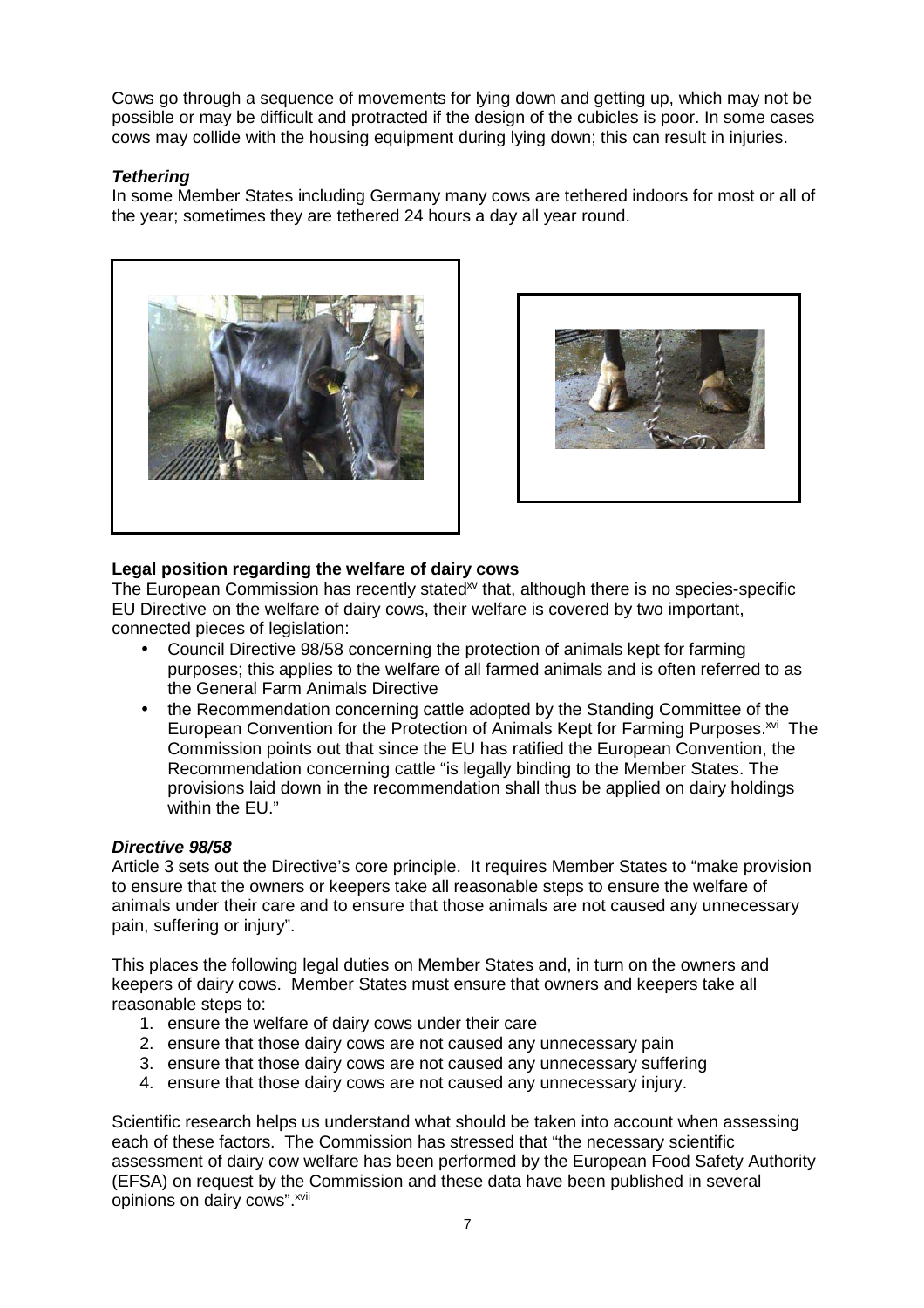Cows go through a sequence of movements for lying down and getting up, which may not be possible or may be difficult and protracted if the design of the cubicles is poor. In some cases cows may collide with the housing equipment during lying down; this can result in injuries.

***Tethering***

In some Member States including Germany many cows are tethered indoors for most or all of the year; sometimes they are tethered 24 hours a day all year round.

**Legal position regarding the welfare of dairy cows**

The European Commission has recently stated[xv] that, although there is no species-specific EU Directive on the welfare of dairy cows, their welfare is covered by two important, connected pieces of legislation:

- Council Directive 98/58 concerning the protection of animals kept for farming purposes; this applies to the welfare of all farmed animals and is often referred to as the General Farm Animals Directive
- the Recommendation concerning cattle adopted by the Standing Committee of the European Convention for the Protection of Animals Kept for Farming Purposes.[xvi] The Commission points out that since the EU has ratified the European Convention, the Recommendation concerning cattle "is legally binding to the Member States. The provisions laid down in the recommendation shall thus be applied on dairy holdings within the EU."

***Directive 98/58***

Article 3 sets out the Directive's core principle. It requires Member States to "make provision to ensure that the owners or keepers take all reasonable steps to ensure the welfare of animals under their care and to ensure that those animals are not caused any unnecessary pain, suffering or injury".

This places the following legal duties on Member States and, in turn on the owners and keepers of dairy cows. Member States must ensure that owners and keepers take all reasonable steps to:

1. ensure the welfare of dairy cows under their care
2. ensure that those dairy cows are not caused any unnecessary pain
3. ensure that those dairy cows are not caused any unnecessary suffering
4. ensure that those dairy cows are not caused any unnecessary injury.

Scientific research helps us understand what should be taken into account when assessing each of these factors. The Commission has stressed that "the necessary scientific assessment of dairy cow welfare has been performed by the European Food Safety Authority (EFSA) on request by the Commission and these data have been published in several opinions on dairy cows".[xvii]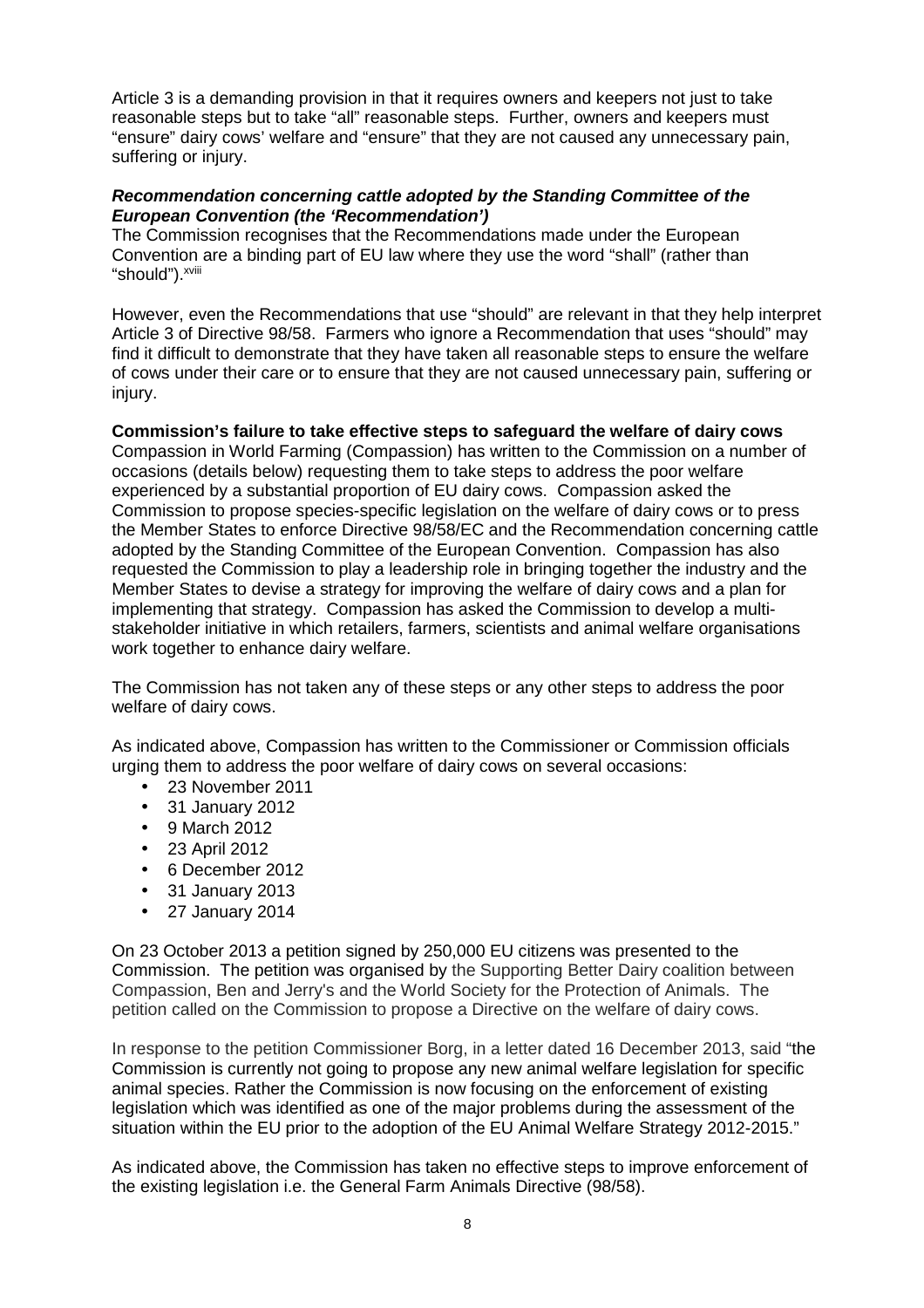Article 3 is a demanding provision in that it requires owners and keepers not just to take reasonable steps but to take "all" reasonable steps. Further, owners and keepers must "ensure" dairy cows' welfare and "ensure" that they are not caused any unnecessary pain, suffering or injury.

***Recommendation concerning cattle adopted by the Standing Committee of the European Convention (the 'Recommendation')***

The Commission recognises that the Recommendations made under the European Convention are a binding part of EU law where they use the word "shall" (rather than "should").[xviii]

However, even the Recommendations that use "should" are relevant in that they help interpret Article 3 of Directive 98/58. Farmers who ignore a Recommendation that uses "should" may find it difficult to demonstrate that they have taken all reasonable steps to ensure the welfare of cows under their care or to ensure that they are not caused unnecessary pain, suffering or injury.

**Commission's failure to take effective steps to safeguard the welfare of dairy cows**

Compassion in World Farming (Compassion) has written to the Commission on a number of occasions (details below) requesting them to take steps to address the poor welfare experienced by a substantial proportion of EU dairy cows. Compassion asked the Commission to propose species-specific legislation on the welfare of dairy cows or to press the Member States to enforce Directive 98/58/EC and the Recommendation concerning cattle adopted by the Standing Committee of the European Convention. Compassion has also requested the Commission to play a leadership role in bringing together the industry and the Member States to devise a strategy for improving the welfare of dairy cows and a plan for implementing that strategy. Compassion has asked the Commission to develop a multi-stakeholder initiative in which retailers, farmers, scientists and animal welfare organisations work together to enhance dairy welfare.

The Commission has not taken any of these steps or any other steps to address the poor welfare of dairy cows.

As indicated above, Compassion has written to the Commissioner or Commission officials urging them to address the poor welfare of dairy cows on several occasions:

- 23 November 2011
- 31 January 2012
- 9 March 2012
- 23 April 2012
- 6 December 2012
- 31 January 2013
- 27 January 2014

On 23 October 2013 a petition signed by 250,000 EU citizens was presented to the Commission. The petition was organised by the Supporting Better Dairy coalition between Compassion, Ben and Jerry's and the World Society for the Protection of Animals. The petition called on the Commission to propose a Directive on the welfare of dairy cows.

In response to the petition Commissioner Borg, in a letter dated 16 December 2013, said "the Commission is currently not going to propose any new animal welfare legislation for specific animal species. Rather the Commission is now focusing on the enforcement of existing legislation which was identified as one of the major problems during the assessment of the situation within the EU prior to the adoption of the EU Animal Welfare Strategy 2012-2015."

As indicated above, the Commission has taken no effective steps to improve enforcement of the existing legislation i.e. the General Farm Animals Directive (98/58).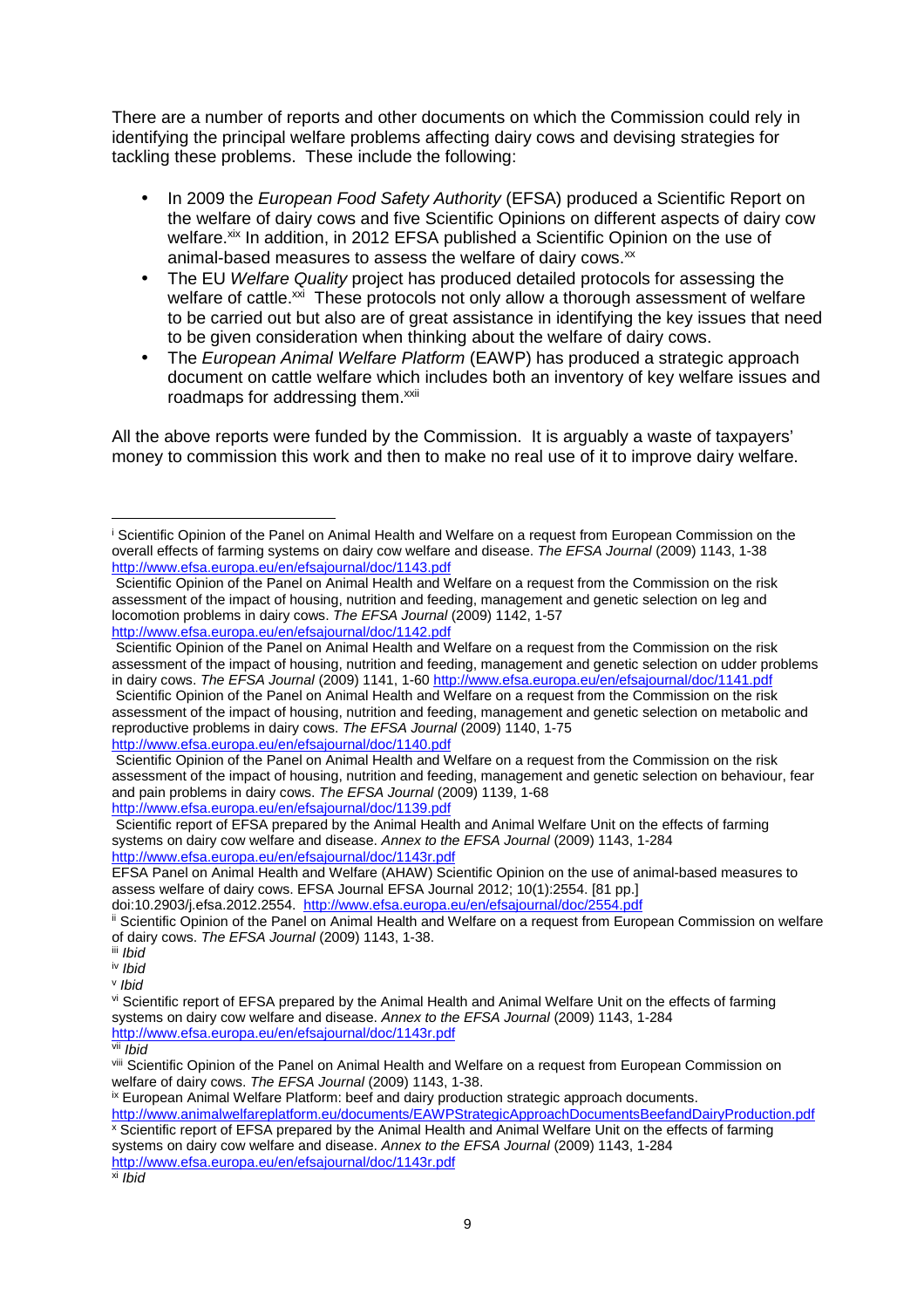There are a number of reports and other documents on which the Commission could rely in identifying the principal welfare problems affecting dairy cows and devising strategies for tackling these problems. These include the following:

- In 2009 the *European Food Safety Authority* (EFSA) produced a Scientific Report on the welfare of dairy cows and five Scientific Opinions on different aspects of dairy cow welfare.[xix] In addition, in 2012 EFSA published a Scientific Opinion on the use of animal-based measures to assess the welfare of dairy cows.[xx]
- The EU *Welfare Quality* project has produced detailed protocols for assessing the welfare of cattle.[xxi] These protocols not only allow a thorough assessment of welfare to be carried out but also are of great assistance in identifying the key issues that need to be given consideration when thinking about the welfare of dairy cows.
- The *European Animal Welfare Platform* (EAWP) has produced a strategic approach document on cattle welfare which includes both an inventory of key welfare issues and roadmaps for addressing them.[xxii]

All the above reports were funded by the Commission. It is arguably a waste of taxpayers' money to commission this work and then to make no real use of it to improve dairy welfare.

---

[i] Scientific Opinion of the Panel on Animal Health and Welfare on a request from European Commission on the overall effects of farming systems on dairy cow welfare and disease. *The EFSA Journal* (2009) 1143, 1-38 http://www.efsa.europa.eu/en/efsajournal/doc/1143.pdf

Scientific Opinion of the Panel on Animal Health and Welfare on a request from the Commission on the risk assessment of the impact of housing, nutrition and feeding, management and genetic selection on leg and locomotion problems in dairy cows. *The EFSA Journal* (2009) 1142, 1-57 http://www.efsa.europa.eu/en/efsajournal/doc/1142.pdf

Scientific Opinion of the Panel on Animal Health and Welfare on a request from the Commission on the risk assessment of the impact of housing, nutrition and feeding, management and genetic selection on udder problems in dairy cows. *The EFSA Journal* (2009) 1141, 1-60 http://www.efsa.europa.eu/en/efsajournal/doc/1141.pdf

Scientific Opinion of the Panel on Animal Health and Welfare on a request from the Commission on the risk assessment of the impact of housing, nutrition and feeding, management and genetic selection on metabolic and reproductive problems in dairy cows. *The EFSA Journal* (2009) 1140, 1-75 http://www.efsa.europa.eu/en/efsajournal/doc/1140.pdf

Scientific Opinion of the Panel on Animal Health and Welfare on a request from the Commission on the risk assessment of the impact of housing, nutrition and feeding, management and genetic selection on behaviour, fear and pain problems in dairy cows. *The EFSA Journal* (2009) 1139, 1-68 http://www.efsa.europa.eu/en/efsajournal/doc/1139.pdf

Scientific report of EFSA prepared by the Animal Health and Animal Welfare Unit on the effects of farming systems on dairy cow welfare and disease. *Annex to the EFSA Journal* (2009) 1143, 1-284 http://www.efsa.europa.eu/en/efsajournal/doc/1143r.pdf

EFSA Panel on Animal Health and Welfare (AHAW) Scientific Opinion on the use of animal-based measures to assess welfare of dairy cows. EFSA Journal EFSA Journal 2012; 10(1):2554. [81 pp.] doi:10.2903/j.efsa.2012.2554. http://www.efsa.europa.eu/en/efsajournal/doc/2554.pdf

[ii] Scientific Opinion of the Panel on Animal Health and Welfare on a request from European Commission on welfare of dairy cows. *The EFSA Journal* (2009) 1143, 1-38.

[iii] *Ibid*

[iv] *Ibid*

[v] *Ibid*

[vi] Scientific report of EFSA prepared by the Animal Health and Animal Welfare Unit on the effects of farming systems on dairy cow welfare and disease. *Annex to the EFSA Journal* (2009) 1143, 1-284 http://www.efsa.europa.eu/en/efsajournal/doc/1143r.pdf

[vii] *Ibid*

[viii] Scientific Opinion of the Panel on Animal Health and Welfare on a request from European Commission on welfare of dairy cows. *The EFSA Journal* (2009) 1143, 1-38.

[ix] European Animal Welfare Platform: beef and dairy production strategic approach documents. http://www.animalwelfareplatform.eu/documents/EAWPStrategicApproachDocumentsBeefandDairyProduction.pdf

[x] Scientific report of EFSA prepared by the Animal Health and Animal Welfare Unit on the effects of farming systems on dairy cow welfare and disease. *Annex to the EFSA Journal* (2009) 1143, 1-284 http://www.efsa.europa.eu/en/efsajournal/doc/1143r.pdf

[xi] *Ibid*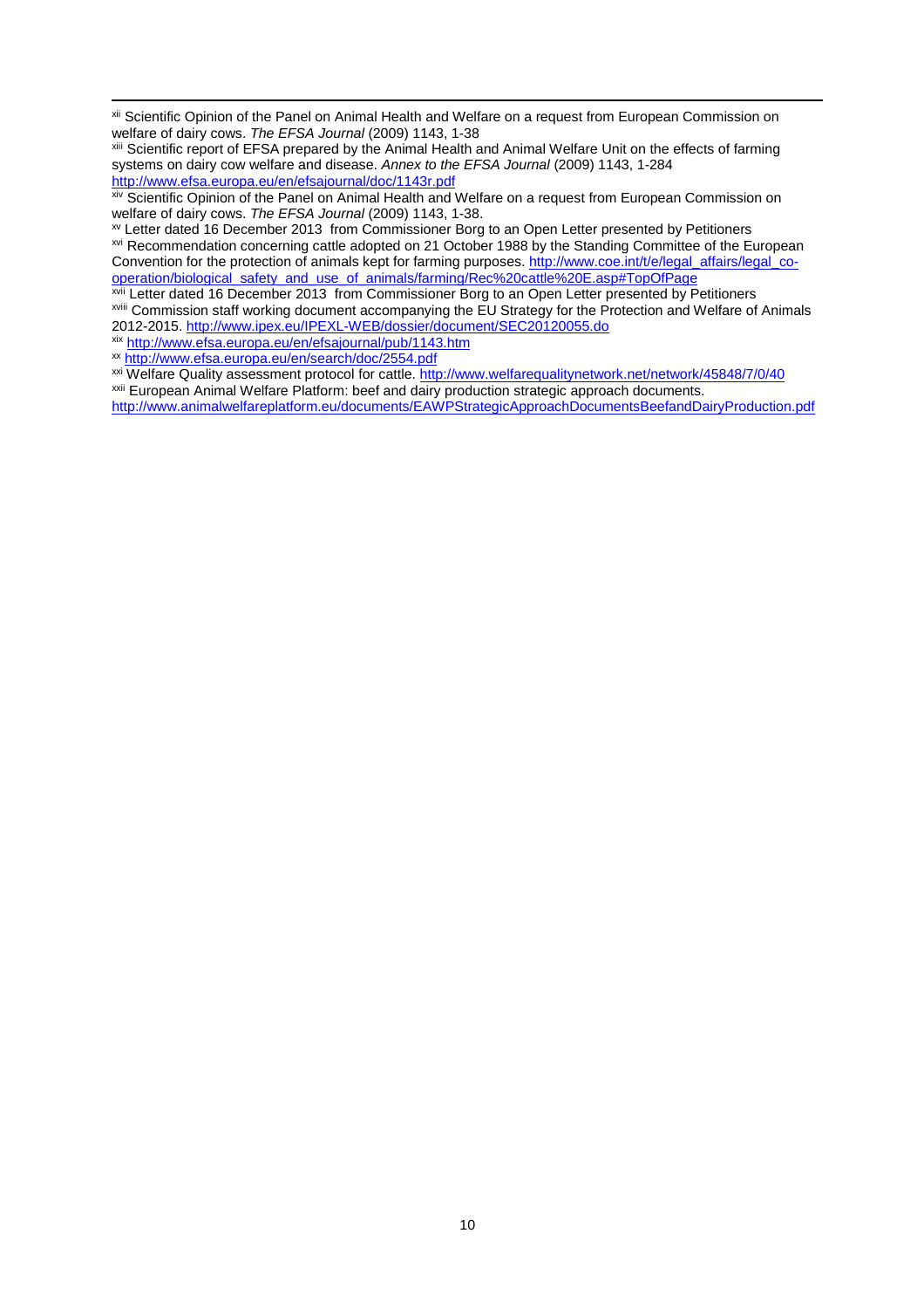[xii] Scientific Opinion of the Panel on Animal Health and Welfare on a request from European Commission on welfare of dairy cows. *The EFSA Journal* (2009) 1143, 1-38

[xiii] Scientific report of EFSA prepared by the Animal Health and Animal Welfare Unit on the effects of farming systems on dairy cow welfare and disease. *Annex to the EFSA Journal* (2009) 1143, 1-284 http://www.efsa.europa.eu/en/efsajournal/doc/1143r.pdf

[xiv] Scientific Opinion of the Panel on Animal Health and Welfare on a request from European Commission on welfare of dairy cows. *The EFSA Journal* (2009) 1143, 1-38.

[xv] Letter dated 16 December 2013 from Commissioner Borg to an Open Letter presented by Petitioners

[xvi] Recommendation concerning cattle adopted on 21 October 1988 by the Standing Committee of the European Convention for the protection of animals kept for farming purposes. http://www.coe.int/t/e/legal_affairs/legal_co-operation/biological_safety_and_use_of_animals/farming/Rec%20cattle%20E.asp#TopOfPage

[xvii] Letter dated 16 December 2013 from Commissioner Borg to an Open Letter presented by Petitioners

[xviii] Commission staff working document accompanying the EU Strategy for the Protection and Welfare of Animals 2012-2015. http://www.ipex.eu/IPEXL-WEB/dossier/document/SEC20120055.do

[xix] http://www.efsa.europa.eu/en/efsajournal/pub/1143.htm

[xx] http://www.efsa.europa.eu/en/search/doc/2554.pdf

[xxi] Welfare Quality assessment protocol for cattle. http://www.welfarequalitynetwork.net/network/45848/7/0/40

[xxii] European Animal Welfare Platform: beef and dairy production strategic approach documents. http://www.animalwelfareplatform.eu/documents/EAWPStrategicApproachDocumentsBeefandDairyProduction.pdf